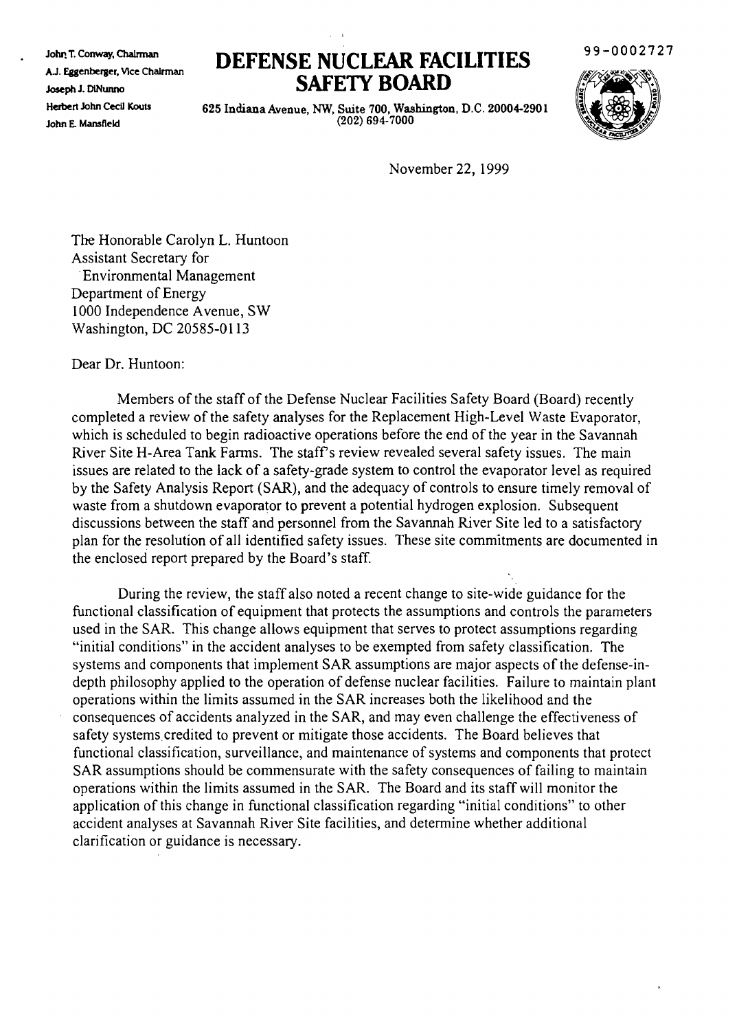John T. Conway, Chairman
A.J. Eggenberger, Vice Chairman
Joseph J. DiNunno
Herbert John Cecil Kouts
John E. Mansfield

# DEFENSE NUCLEAR FACILITIES SAFETY BOARD

625 Indiana Avenue, NW, Suite 700, Washington, D.C. 20004-2901
(202) 694-7000

99-0002727

November 22, 1999

The Honorable Carolyn L. Huntoon
Assistant Secretary for
Environmental Management
Department of Energy
1000 Independence Avenue, SW
Washington, DC 20585-0113

Dear Dr. Huntoon:

Members of the staff of the Defense Nuclear Facilities Safety Board (Board) recently completed a review of the safety analyses for the Replacement High-Level Waste Evaporator, which is scheduled to begin radioactive operations before the end of the year in the Savannah River Site H-Area Tank Farms. The staff's review revealed several safety issues. The main issues are related to the lack of a safety-grade system to control the evaporator level as required by the Safety Analysis Report (SAR), and the adequacy of controls to ensure timely removal of waste from a shutdown evaporator to prevent a potential hydrogen explosion. Subsequent discussions between the staff and personnel from the Savannah River Site led to a satisfactory plan for the resolution of all identified safety issues. These site commitments are documented in the enclosed report prepared by the Board's staff.

During the review, the staff also noted a recent change to site-wide guidance for the functional classification of equipment that protects the assumptions and controls the parameters used in the SAR. This change allows equipment that serves to protect assumptions regarding "initial conditions" in the accident analyses to be exempted from safety classification. The systems and components that implement SAR assumptions are major aspects of the defense-in-depth philosophy applied to the operation of defense nuclear facilities. Failure to maintain plant operations within the limits assumed in the SAR increases both the likelihood and the consequences of accidents analyzed in the SAR, and may even challenge the effectiveness of safety systems credited to prevent or mitigate those accidents. The Board believes that functional classification, surveillance, and maintenance of systems and components that protect SAR assumptions should be commensurate with the safety consequences of failing to maintain operations within the limits assumed in the SAR. The Board and its staff will monitor the application of this change in functional classification regarding "initial conditions" to other accident analyses at Savannah River Site facilities, and determine whether additional clarification or guidance is necessary.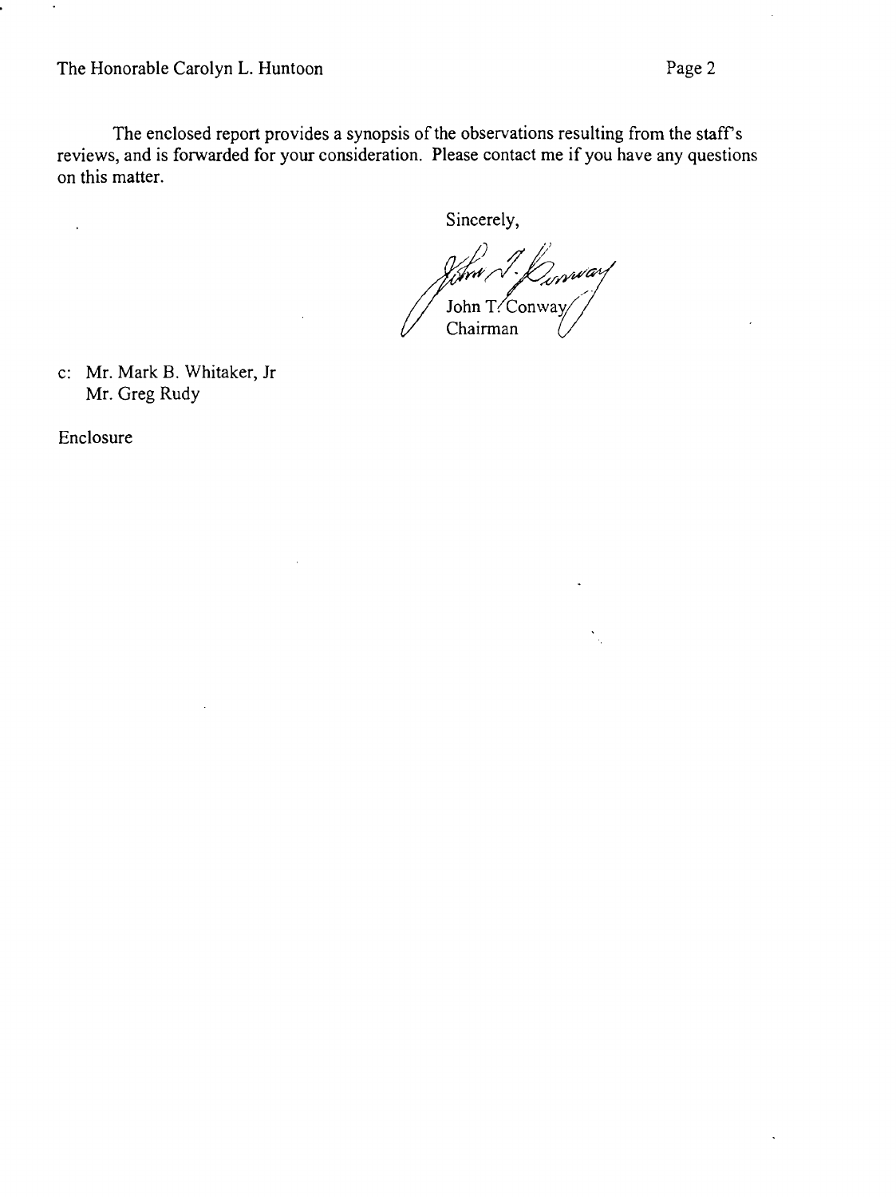The enclosed report provides a synopsis of the observations resulting from the staff's reviews, and is forwarded for your consideration. Please contact me if you have any questions on this matter.

Sincerely,

John T. Conway
Chairman

c: Mr. Mark B. Whitaker, Jr
Mr. Greg Rudy

Enclosure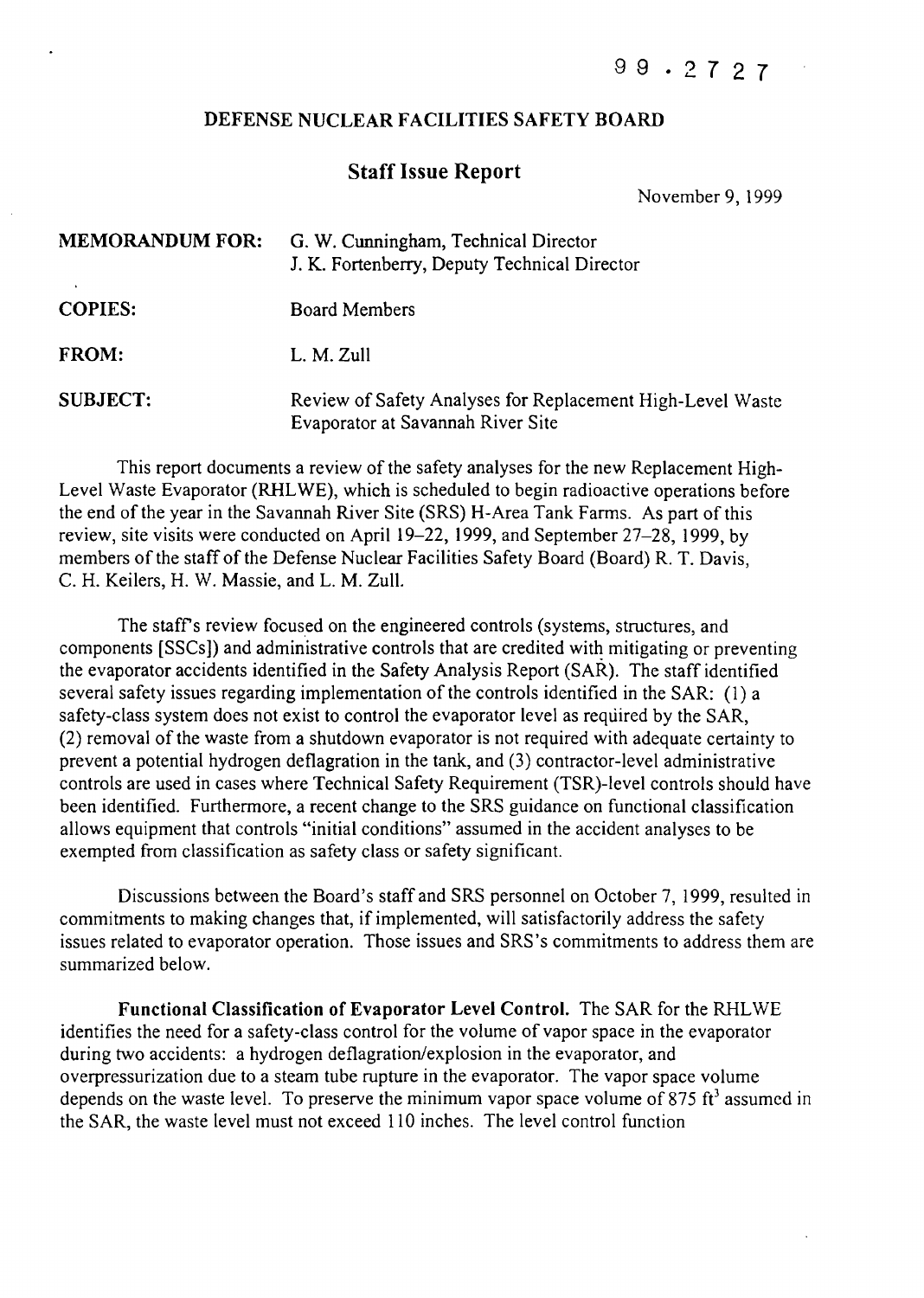99 . 2727

**DEFENSE NUCLEAR FACILITIES SAFETY BOARD**

## Staff Issue Report

November 9, 1999

| | |
|---|---|
| **MEMORANDUM FOR:** | G. W. Cunningham, Technical Director<br>J. K. Fortenberry, Deputy Technical Director |
| **COPIES:** | Board Members |
| **FROM:** | L. M. Zull |
| **SUBJECT:** | Review of Safety Analyses for Replacement High-Level Waste Evaporator at Savannah River Site |

This report documents a review of the safety analyses for the new Replacement High-Level Waste Evaporator (RHLWE), which is scheduled to begin radioactive operations before the end of the year in the Savannah River Site (SRS) H-Area Tank Farms. As part of this review, site visits were conducted on April 19–22, 1999, and September 27–28, 1999, by members of the staff of the Defense Nuclear Facilities Safety Board (Board) R. T. Davis, C. H. Keilers, H. W. Massie, and L. M. Zull.

The staff's review focused on the engineered controls (systems, structures, and components [SSCs]) and administrative controls that are credited with mitigating or preventing the evaporator accidents identified in the Safety Analysis Report (SAR). The staff identified several safety issues regarding implementation of the controls identified in the SAR: (1) a safety-class system does not exist to control the evaporator level as required by the SAR, (2) removal of the waste from a shutdown evaporator is not required with adequate certainty to prevent a potential hydrogen deflagration in the tank, and (3) contractor-level administrative controls are used in cases where Technical Safety Requirement (TSR)-level controls should have been identified. Furthermore, a recent change to the SRS guidance on functional classification allows equipment that controls "initial conditions" assumed in the accident analyses to be exempted from classification as safety class or safety significant.

Discussions between the Board's staff and SRS personnel on October 7, 1999, resulted in commitments to making changes that, if implemented, will satisfactorily address the safety issues related to evaporator operation. Those issues and SRS's commitments to address them are summarized below.

**Functional Classification of Evaporator Level Control.** The SAR for the RHLWE identifies the need for a safety-class control for the volume of vapor space in the evaporator during two accidents: a hydrogen deflagration/explosion in the evaporator, and overpressurization due to a steam tube rupture in the evaporator. The vapor space volume depends on the waste level. To preserve the minimum vapor space volume of 875 $ft^3$ assumed in the SAR, the waste level must not exceed 110 inches. The level control function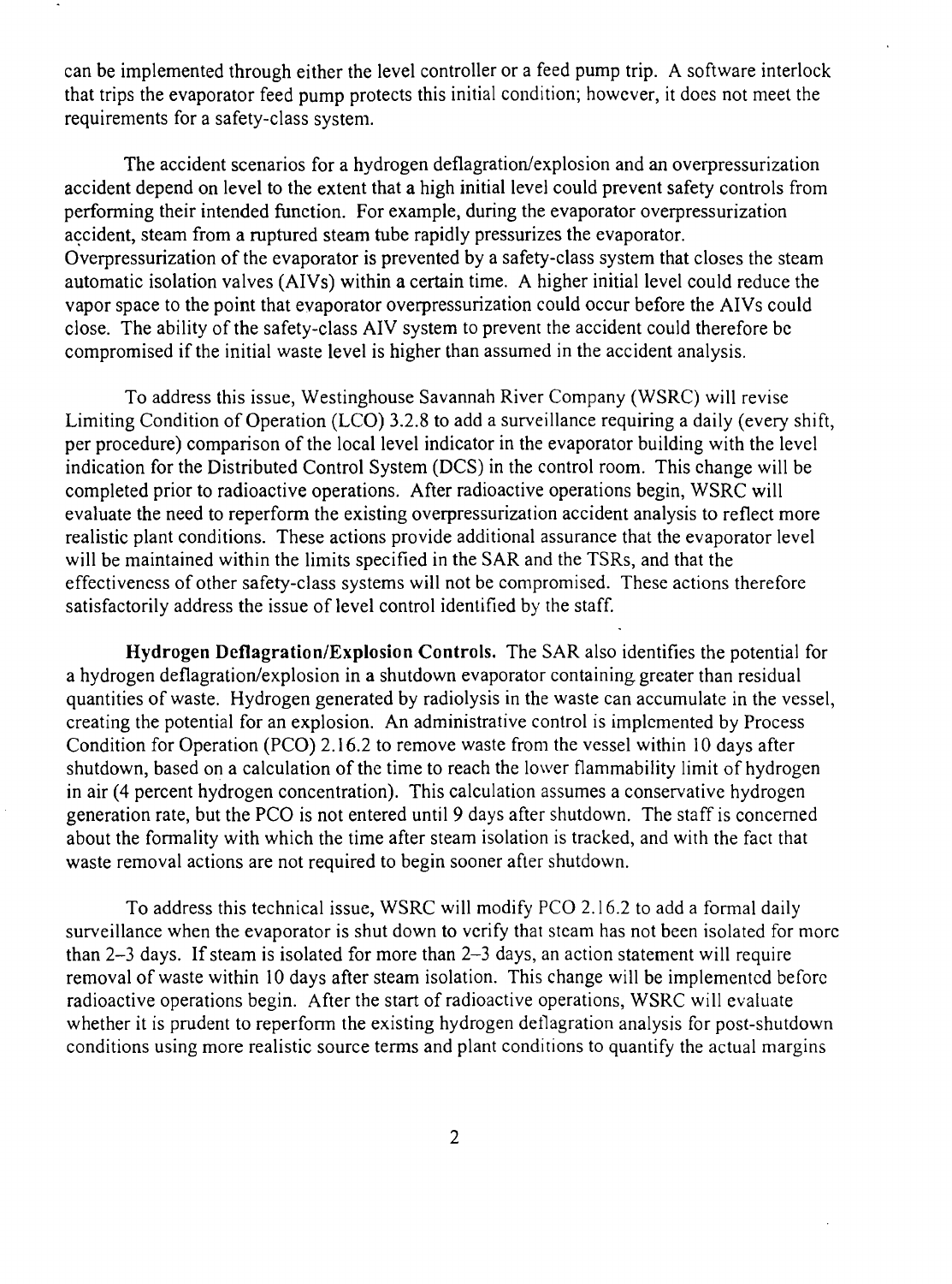can be implemented through either the level controller or a feed pump trip. A software interlock that trips the evaporator feed pump protects this initial condition; however, it does not meet the requirements for a safety-class system.

The accident scenarios for a hydrogen deflagration/explosion and an overpressurization accident depend on level to the extent that a high initial level could prevent safety controls from performing their intended function. For example, during the evaporator overpressurization accident, steam from a ruptured steam tube rapidly pressurizes the evaporator. Overpressurization of the evaporator is prevented by a safety-class system that closes the steam automatic isolation valves (AIVs) within a certain time. A higher initial level could reduce the vapor space to the point that evaporator overpressurization could occur before the AIVs could close. The ability of the safety-class AIV system to prevent the accident could therefore be compromised if the initial waste level is higher than assumed in the accident analysis.

To address this issue, Westinghouse Savannah River Company (WSRC) will revise Limiting Condition of Operation (LCO) 3.2.8 to add a surveillance requiring a daily (every shift, per procedure) comparison of the local level indicator in the evaporator building with the level indication for the Distributed Control System (DCS) in the control room. This change will be completed prior to radioactive operations. After radioactive operations begin, WSRC will evaluate the need to reperform the existing overpressurization accident analysis to reflect more realistic plant conditions. These actions provide additional assurance that the evaporator level will be maintained within the limits specified in the SAR and the TSRs, and that the effectiveness of other safety-class systems will not be compromised. These actions therefore satisfactorily address the issue of level control identified by the staff.

**Hydrogen Deflagration/Explosion Controls.** The SAR also identifies the potential for a hydrogen deflagration/explosion in a shutdown evaporator containing greater than residual quantities of waste. Hydrogen generated by radiolysis in the waste can accumulate in the vessel, creating the potential for an explosion. An administrative control is implemented by Process Condition for Operation (PCO) 2.16.2 to remove waste from the vessel within 10 days after shutdown, based on a calculation of the time to reach the lower flammability limit of hydrogen in air (4 percent hydrogen concentration). This calculation assumes a conservative hydrogen generation rate, but the PCO is not entered until 9 days after shutdown. The staff is concerned about the formality with which the time after steam isolation is tracked, and with the fact that waste removal actions are not required to begin sooner after shutdown.

To address this technical issue, WSRC will modify PCO 2.16.2 to add a formal daily surveillance when the evaporator is shut down to verify that steam has not been isolated for more than 2–3 days. If steam is isolated for more than 2–3 days, an action statement will require removal of waste within 10 days after steam isolation. This change will be implemented before radioactive operations begin. After the start of radioactive operations, WSRC will evaluate whether it is prudent to reperform the existing hydrogen deflagration analysis for post-shutdown conditions using more realistic source terms and plant conditions to quantify the actual margins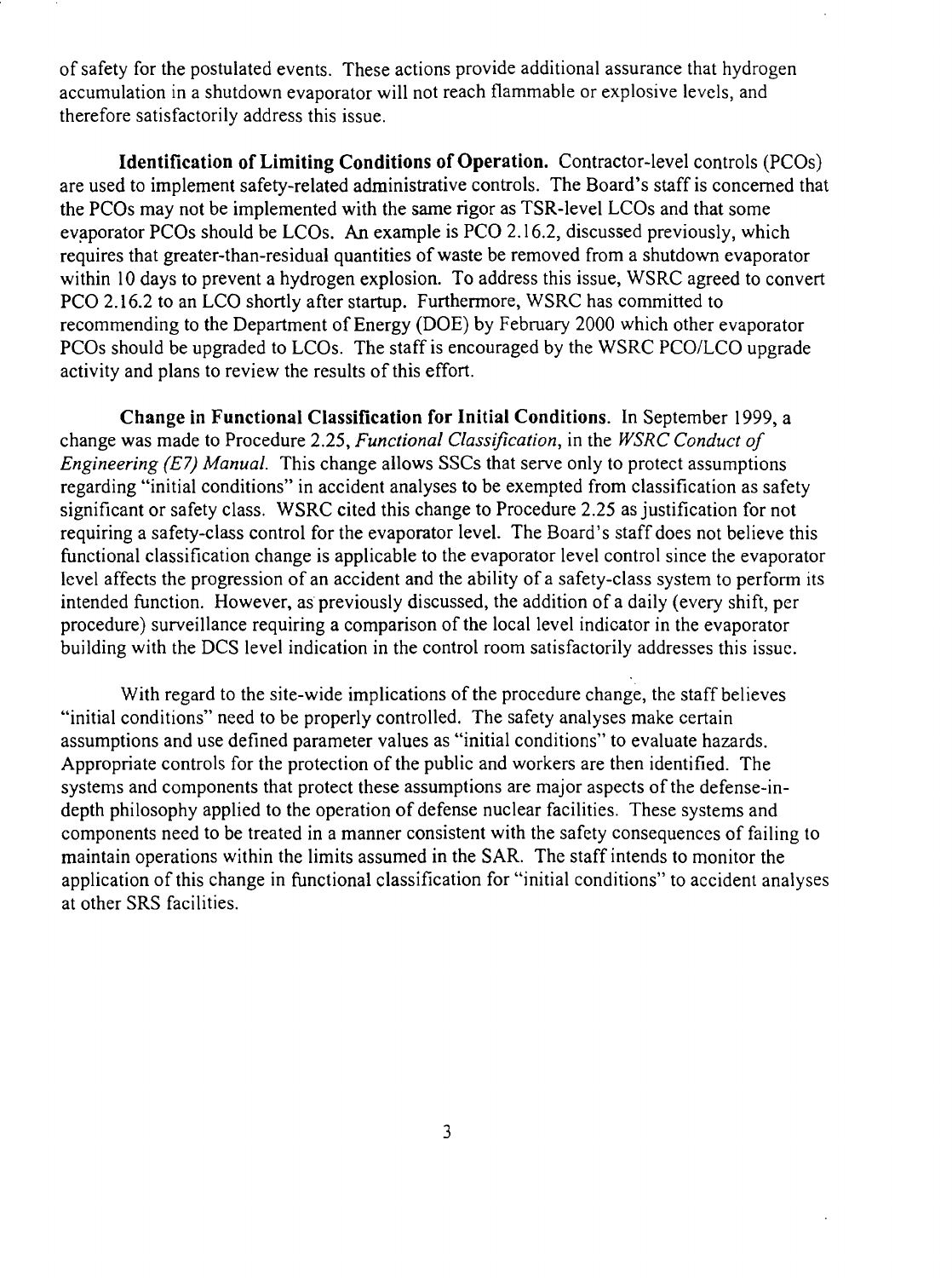of safety for the postulated events. These actions provide additional assurance that hydrogen accumulation in a shutdown evaporator will not reach flammable or explosive levels, and therefore satisfactorily address this issue.

**Identification of Limiting Conditions of Operation.** Contractor-level controls (PCOs) are used to implement safety-related administrative controls. The Board's staff is concerned that the PCOs may not be implemented with the same rigor as TSR-level LCOs and that some evaporator PCOs should be LCOs. An example is PCO 2.16.2, discussed previously, which requires that greater-than-residual quantities of waste be removed from a shutdown evaporator within 10 days to prevent a hydrogen explosion. To address this issue, WSRC agreed to convert PCO 2.16.2 to an LCO shortly after startup. Furthermore, WSRC has committed to recommending to the Department of Energy (DOE) by February 2000 which other evaporator PCOs should be upgraded to LCOs. The staff is encouraged by the WSRC PCO/LCO upgrade activity and plans to review the results of this effort.

**Change in Functional Classification for Initial Conditions.** In September 1999, a change was made to Procedure 2.25, *Functional Classification*, in the *WSRC Conduct of Engineering (E7) Manual*. This change allows SSCs that serve only to protect assumptions regarding "initial conditions" in accident analyses to be exempted from classification as safety significant or safety class. WSRC cited this change to Procedure 2.25 as justification for not requiring a safety-class control for the evaporator level. The Board's staff does not believe this functional classification change is applicable to the evaporator level control since the evaporator level affects the progression of an accident and the ability of a safety-class system to perform its intended function. However, as previously discussed, the addition of a daily (every shift, per procedure) surveillance requiring a comparison of the local level indicator in the evaporator building with the DCS level indication in the control room satisfactorily addresses this issue.

With regard to the site-wide implications of the procedure change, the staff believes "initial conditions" need to be properly controlled. The safety analyses make certain assumptions and use defined parameter values as "initial conditions" to evaluate hazards. Appropriate controls for the protection of the public and workers are then identified. The systems and components that protect these assumptions are major aspects of the defense-in-depth philosophy applied to the operation of defense nuclear facilities. These systems and components need to be treated in a manner consistent with the safety consequences of failing to maintain operations within the limits assumed in the SAR. The staff intends to monitor the application of this change in functional classification for "initial conditions" to accident analyses at other SRS facilities.